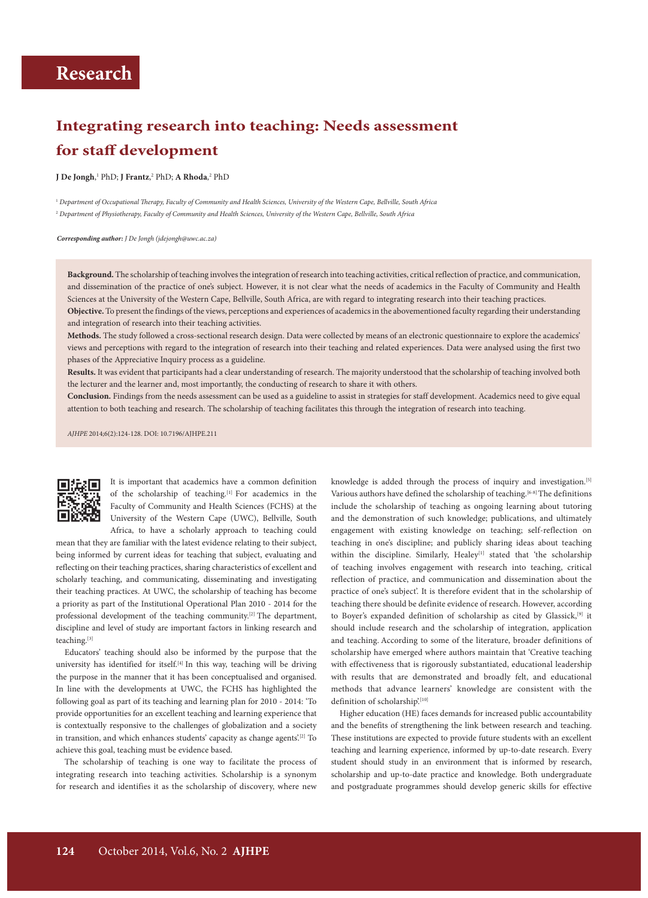Research

# Integrating research into teaching: Needs assessment for staff development

**J De Jongh**,[1] PhD; **J Frantz**,[2] PhD; **A Rhoda**,[2] PhD

[1] *Department of Occupational Therapy, Faculty of Community and Health Sciences, University of the Western Cape, Bellville, South Africa*
[2] *Department of Physiotherapy, Faculty of Community and Health Sciences, University of the Western Cape, Bellville, South Africa*

***Corresponding author:** J De Jongh (jdejongh@uwc.ac.za)*

**Background.** The scholarship of teaching involves the integration of research into teaching activities, critical reflection of practice, and communication, and dissemination of the practice of one's subject. However, it is not clear what the needs of academics in the Faculty of Community and Health Sciences at the University of the Western Cape, Bellville, South Africa, are with regard to integrating research into their teaching practices.

**Objective.** To present the findings of the views, perceptions and experiences of academics in the abovementioned faculty regarding their understanding and integration of research into their teaching activities.

**Methods.** The study followed a cross-sectional research design. Data were collected by means of an electronic questionnaire to explore the academics' views and perceptions with regard to the integration of research into their teaching and related experiences. Data were analysed using the first two phases of the Appreciative Inquiry process as a guideline.

**Results.** It was evident that participants had a clear understanding of research. The majority understood that the scholarship of teaching involved both the lecturer and the learner and, most importantly, the conducting of research to share it with others.

**Conclusion.** Findings from the needs assessment can be used as a guideline to assist in strategies for staff development. Academics need to give equal attention to both teaching and research. The scholarship of teaching facilitates this through the integration of research into teaching.

*AJHPE* 2014;6(2):124-128. DOI: 10.7196/AJHPE.211

It is important that academics have a common definition of the scholarship of teaching.[1] For academics in the Faculty of Community and Health Sciences (FCHS) at the University of the Western Cape (UWC), Bellville, South Africa, to have a scholarly approach to teaching could mean that they are familiar with the latest evidence relating to their subject, being informed by current ideas for teaching that subject, evaluating and reflecting on their teaching practices, sharing characteristics of excellent and scholarly teaching, and communicating, disseminating and investigating their teaching practices. At UWC, the scholarship of teaching has become a priority as part of the Institutional Operational Plan 2010 - 2014 for the professional development of the teaching community.[2] The department, discipline and level of study are important factors in linking research and teaching.[3]

Educators' teaching should also be informed by the purpose that the university has identified for itself.[4] In this way, teaching will be driving the purpose in the manner that it has been conceptualised and organised. In line with the developments at UWC, the FCHS has highlighted the following goal as part of its teaching and learning plan for 2010 - 2014: 'To provide opportunities for an excellent teaching and learning experience that is contextually responsive to the challenges of globalization and a society in transition, and which enhances students' capacity as change agents'.[2] To achieve this goal, teaching must be evidence based.

The scholarship of teaching is one way to facilitate the process of integrating research into teaching activities. Scholarship is a synonym for research and identifies it as the scholarship of discovery, where new knowledge is added through the process of inquiry and investigation.[5] Various authors have defined the scholarship of teaching.[6-8] The definitions include the scholarship of teaching as ongoing learning about tutoring and the demonstration of such knowledge; publications, and ultimately engagement with existing knowledge on teaching; self-reflection on teaching in one's discipline; and publicly sharing ideas about teaching within the discipline. Similarly, Healey[1] stated that 'the scholarship of teaching involves engagement with research into teaching, critical reflection of practice, and communication and dissemination about the practice of one's subject'. It is therefore evident that in the scholarship of teaching there should be definite evidence of research. However, according to Boyer's expanded definition of scholarship as cited by Glassick,[9] it should include research and the scholarship of integration, application and teaching. According to some of the literature, broader definitions of scholarship have emerged where authors maintain that 'Creative teaching with effectiveness that is rigorously substantiated, educational leadership with results that are demonstrated and broadly felt, and educational methods that advance learners' knowledge are consistent with the definition of scholarship'.[10]

Higher education (HE) faces demands for increased public accountability and the benefits of strengthening the link between research and teaching. These institutions are expected to provide future students with an excellent teaching and learning experience, informed by up-to-date research. Every student should study in an environment that is informed by research, scholarship and up-to-date practice and knowledge. Both undergraduate and postgraduate programmes should develop generic skills for effective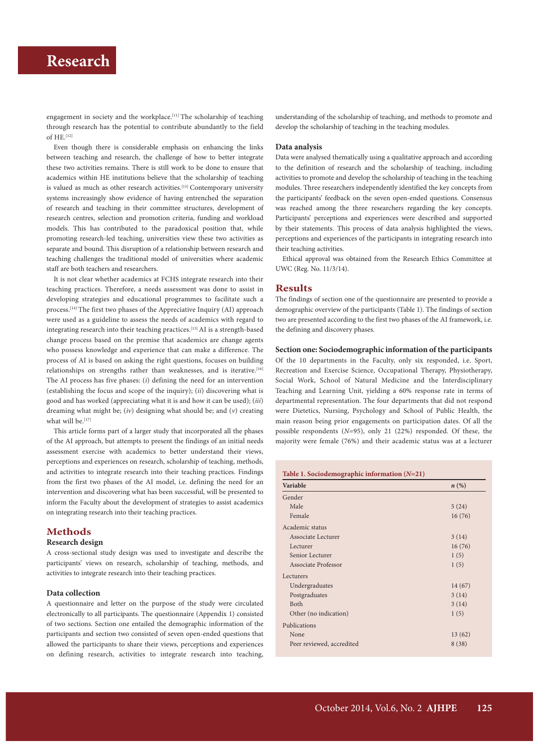engagement in society and the workplace.[11] The scholarship of teaching through research has the potential to contribute abundantly to the field of HE.[12]

Even though there is considerable emphasis on enhancing the links between teaching and research, the challenge of how to better integrate these two activities remains. There is still work to be done to ensure that academics within HE institutions believe that the scholarship of teaching is valued as much as other research activities.[13] Contemporary university systems increasingly show evidence of having entrenched the separation of research and teaching in their committee structures, development of research centres, selection and promotion criteria, funding and workload models. This has contributed to the paradoxical position that, while promoting research-led teaching, universities view these two activities as separate and bound. This disruption of a relationship between research and teaching challenges the traditional model of universities where academic staff are both teachers and researchers.

It is not clear whether academics at FCHS integrate research into their teaching practices. Therefore, a needs assessment was done to assist in developing strategies and educational programmes to facilitate such a process.[14] The first two phases of the Appreciative Inquiry (AI) approach were used as a guideline to assess the needs of academics with regard to integrating research into their teaching practices.[15] AI is a strength-based change process based on the premise that academics are change agents who possess knowledge and experience that can make a difference. The process of AI is based on asking the right questions, focuses on building relationships on strengths rather than weaknesses, and is iterative.[16] The AI process has five phases: (*i*) defining the need for an intervention (establishing the focus and scope of the inquiry); (*ii*) discovering what is good and has worked (appreciating what it is and how it can be used); (*iii*) dreaming what might be; (*iv*) designing what should be; and (*v*) creating what will be.[17]

This article forms part of a larger study that incorporated all the phases of the AI approach, but attempts to present the findings of an initial needs assessment exercise with academics to better understand their views, perceptions and experiences on research, scholarship of teaching, methods, and activities to integrate research into their teaching practices. Findings from the first two phases of the AI model, i.e. defining the need for an intervention and discovering what has been successful, will be presented to inform the Faculty about the development of strategies to assist academics on integrating research into their teaching practices.

## Methods

### Research design

A cross-sectional study design was used to investigate and describe the participants' views on research, scholarship of teaching, methods, and activities to integrate research into their teaching practices.

### Data collection

A questionnaire and letter on the purpose of the study were circulated electronically to all participants. The questionnaire (Appendix 1) consisted of two sections. Section one entailed the demographic information of the participants and section two consisted of seven open-ended questions that allowed the participants to share their views, perceptions and experiences on defining research, activities to integrate research into teaching, understanding of the scholarship of teaching, and methods to promote and develop the scholarship of teaching in the teaching modules.

### Data analysis

Data were analysed thematically using a qualitative approach and according to the definition of research and the scholarship of teaching, including activities to promote and develop the scholarship of teaching in the teaching modules. Three researchers independently identified the key concepts from the participants' feedback on the seven open-ended questions. Consensus was reached among the three researchers regarding the key concepts. Participants' perceptions and experiences were described and supported by their statements. This process of data analysis highlighted the views, perceptions and experiences of the participants in integrating research into their teaching activities.

Ethical approval was obtained from the Research Ethics Committee at UWC (Reg. No. 11/3/14).

## Results

The findings of section one of the questionnaire are presented to provide a demographic overview of the participants (Table 1). The findings of section two are presented according to the first two phases of the AI framework, i.e. the defining and discovery phases.

### Section one: Sociodemographic information of the participants

Of the 10 departments in the Faculty, only six responded, i.e. Sport, Recreation and Exercise Science, Occupational Therapy, Physiotherapy, Social Work, School of Natural Medicine and the Interdisciplinary Teaching and Learning Unit, yielding a 60% response rate in terms of departmental representation. The four departments that did not respond were Dietetics, Nursing, Psychology and School of Public Health, the main reason being prior engagements on participation dates. Of all the possible respondents (*N*=95), only 21 (22%) responded. Of these, the majority were female (76%) and their academic status was at a lecturer

**Table 1. Sociodemographic information (*N*=21)**

| Variable | *n* (%) |
|---|---|
| Gender | |
| Male | 5 (24) |
| Female | 16 (76) |
| Academic status | |
| Associate Lecturer | 3 (14) |
| Lecturer | 16 (76) |
| Senior Lecturer | 1 (5) |
| Associate Professor | 1 (5) |
| Lecturers | |
| Undergraduates | 14 (67) |
| Postgraduates | 3 (14) |
| Both | 3 (14) |
| Other (no indication) | 1 (5) |
| Publications | |
| None | 13 (62) |
| Peer reviewed, accredited | 8 (38) |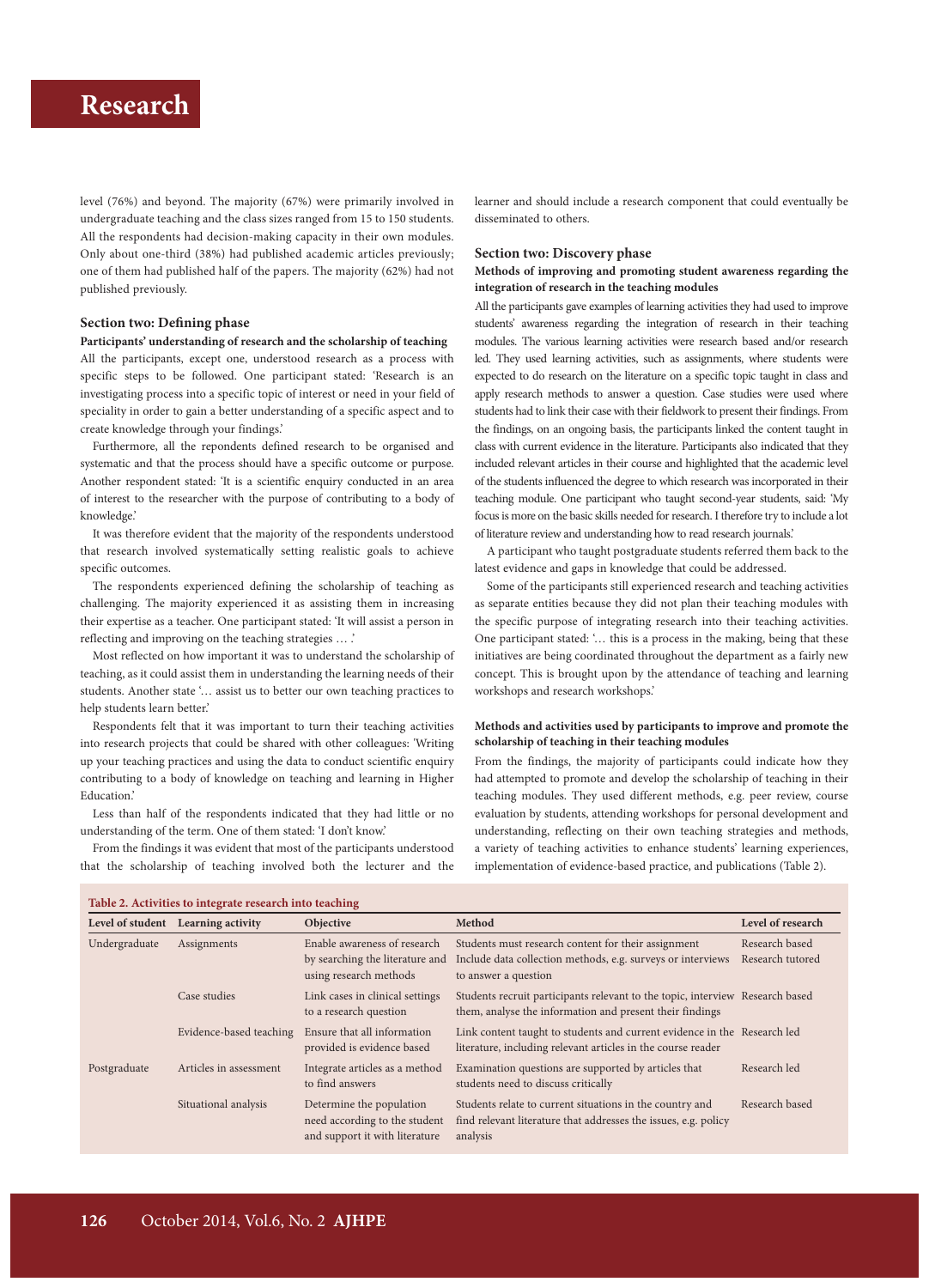level (76%) and beyond. The majority (67%) were primarily involved in undergraduate teaching and the class sizes ranged from 15 to 150 students. All the respondents had decision-making capacity in their own modules. Only about one-third (38%) had published academic articles previously; one of them had published half of the papers. The majority (62%) had not published previously.

### Section two: Defining phase

**Participants' understanding of research and the scholarship of teaching**

All the participants, except one, understood research as a process with specific steps to be followed. One participant stated: 'Research is an investigating process into a specific topic of interest or need in your field of speciality in order to gain a better understanding of a specific aspect and to create knowledge through your findings.'

Furthermore, all the repondents defined research to be organised and systematic and that the process should have a specific outcome or purpose. Another respondent stated: 'It is a scientific enquiry conducted in an area of interest to the researcher with the purpose of contributing to a body of knowledge.'

It was therefore evident that the majority of the respondents understood that research involved systematically setting realistic goals to achieve specific outcomes.

The respondents experienced defining the scholarship of teaching as challenging. The majority experienced it as assisting them in increasing their expertise as a teacher. One participant stated: 'It will assist a person in reflecting and improving on the teaching strategies … .'

Most reflected on how important it was to understand the scholarship of teaching, as it could assist them in understanding the learning needs of their students. Another state '… assist us to better our own teaching practices to help students learn better.'

Respondents felt that it was important to turn their teaching activities into research projects that could be shared with other colleagues: 'Writing up your teaching practices and using the data to conduct scientific enquiry contributing to a body of knowledge on teaching and learning in Higher Education.'

Less than half of the respondents indicated that they had little or no understanding of the term. One of them stated: 'I don't know.'

From the findings it was evident that most of the participants understood that the scholarship of teaching involved both the lecturer and the learner and should include a research component that could eventually be disseminated to others.

### Section two: Discovery phase

**Methods of improving and promoting student awareness regarding the integration of research in the teaching modules**

All the participants gave examples of learning activities they had used to improve students' awareness regarding the integration of research in their teaching modules. The various learning activities were research based and/or research led. They used learning activities, such as assignments, where students were expected to do research on the literature on a specific topic taught in class and apply research methods to answer a question. Case studies were used where students had to link their case with their fieldwork to present their findings. From the findings, on an ongoing basis, the participants linked the content taught in class with current evidence in the literature. Participants also indicated that they included relevant articles in their course and highlighted that the academic level of the students influenced the degree to which research was incorporated in their teaching module. One participant who taught second-year students, said: 'My focus is more on the basic skills needed for research. I therefore try to include a lot of literature review and understanding how to read research journals.'

A participant who taught postgraduate students referred them back to the latest evidence and gaps in knowledge that could be addressed.

Some of the participants still experienced research and teaching activities as separate entities because they did not plan their teaching modules with the specific purpose of integrating research into their teaching activities. One participant stated: '… this is a process in the making, being that these initiatives are being coordinated throughout the department as a fairly new concept. This is brought upon by the attendance of teaching and learning workshops and research workshops.'

**Methods and activities used by participants to improve and promote the scholarship of teaching in their teaching modules**

From the findings, the majority of participants could indicate how they had attempted to promote and develop the scholarship of teaching in their teaching modules. They used different methods, e.g. peer review, course evaluation by students, attending workshops for personal development and understanding, reflecting on their own teaching strategies and methods, a variety of teaching activities to enhance students' learning experiences, implementation of evidence-based practice, and publications (Table 2).

**Table 2. Activities to integrate research into teaching**

| Level of student | Learning activity | Objective | Method | Level of research |
|---|---|---|---|---|
| Undergraduate | Assignments | Enable awareness of research by searching the literature and using research methods | Students must research content for their assignment<br>Include data collection methods, e.g. surveys or interviews to answer a question | Research based<br>Research tutored |
| | Case studies | Link cases in clinical settings to a research question | Students recruit participants relevant to the topic, interview them, analyse the information and present their findings | Research based |
| | Evidence-based teaching | Ensure that all information provided is evidence based | Link content taught to students and current evidence in the literature, including relevant articles in the course reader | Research led |
| Postgraduate | Articles in assessment | Integrate articles as a method to find answers | Examination questions are supported by articles that students need to discuss critically | Research led |
| | Situational analysis | Determine the population need according to the student and support it with literature | Students relate to current situations in the country and find relevant literature that addresses the issues, e.g. policy analysis | Research based |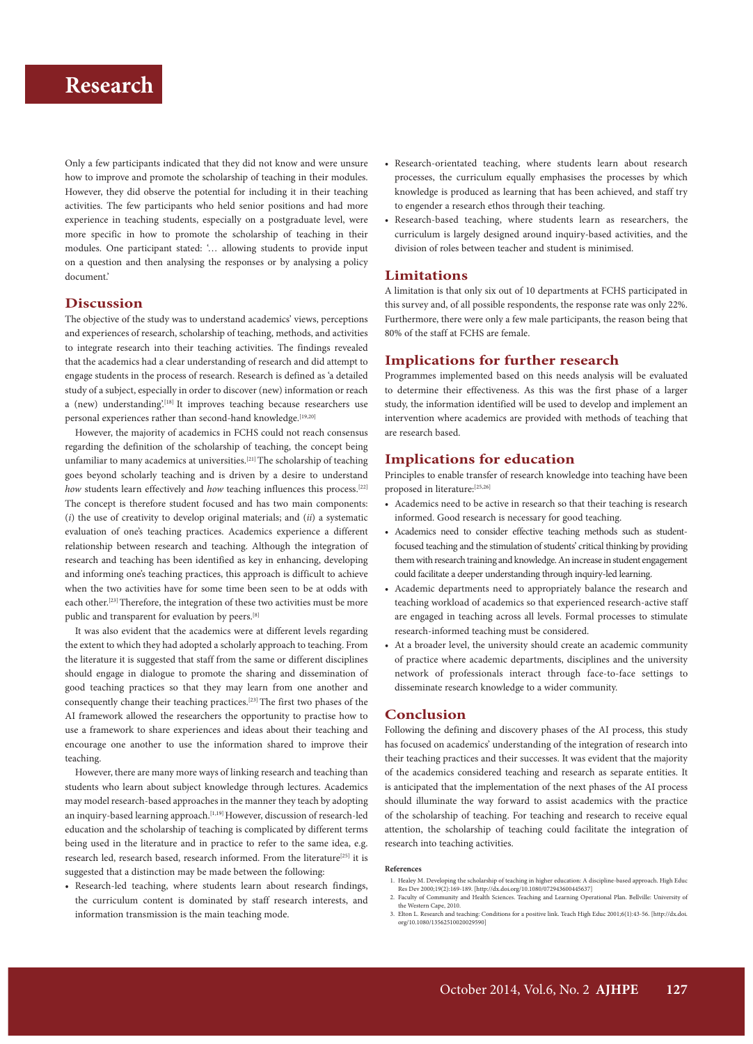Only a few participants indicated that they did not know and were unsure how to improve and promote the scholarship of teaching in their modules. However, they did observe the potential for including it in their teaching activities. The few participants who held senior positions and had more experience in teaching students, especially on a postgraduate level, were more specific in how to promote the scholarship of teaching in their modules. One participant stated: '… allowing students to provide input on a question and then analysing the responses or by analysing a policy document.'

## Discussion

The objective of the study was to understand academics' views, perceptions and experiences of research, scholarship of teaching, methods, and activities to integrate research into their teaching activities. The findings revealed that the academics had a clear understanding of research and did attempt to engage students in the process of research. Research is defined as 'a detailed study of a subject, especially in order to discover (new) information or reach a (new) understanding'.[18] It improves teaching because researchers use personal experiences rather than second-hand knowledge.[19,20]

However, the majority of academics in FCHS could not reach consensus regarding the definition of the scholarship of teaching, the concept being unfamiliar to many academics at universities.[21] The scholarship of teaching goes beyond scholarly teaching and is driven by a desire to understand *how* students learn effectively and *how* teaching influences this process.[22] The concept is therefore student focused and has two main components: (*i*) the use of creativity to develop original materials; and (*ii*) a systematic evaluation of one's teaching practices. Academics experience a different relationship between research and teaching. Although the integration of research and teaching has been identified as key in enhancing, developing and informing one's teaching practices, this approach is difficult to achieve when the two activities have for some time been seen to be at odds with each other.[23] Therefore, the integration of these two activities must be more public and transparent for evaluation by peers.[8]

It was also evident that the academics were at different levels regarding the extent to which they had adopted a scholarly approach to teaching. From the literature it is suggested that staff from the same or different disciplines should engage in dialogue to promote the sharing and dissemination of good teaching practices so that they may learn from one another and consequently change their teaching practices.[23] The first two phases of the AI framework allowed the researchers the opportunity to practise how to use a framework to share experiences and ideas about their teaching and encourage one another to use the information shared to improve their teaching.

However, there are many more ways of linking research and teaching than students who learn about subject knowledge through lectures. Academics may model research-based approaches in the manner they teach by adopting an inquiry-based learning approach.[1,19] However, discussion of research-led education and the scholarship of teaching is complicated by different terms being used in the literature and in practice to refer to the same idea, e.g. research led, research based, research informed. From the literature[25] it is suggested that a distinction may be made between the following:

- Research-led teaching, where students learn about research findings, the curriculum content is dominated by staff research interests, and information transmission is the main teaching mode.
- Research-orientated teaching, where students learn about research processes, the curriculum equally emphasises the processes by which knowledge is produced as learning that has been achieved, and staff try to engender a research ethos through their teaching.
- Research-based teaching, where students learn as researchers, the curriculum is largely designed around inquiry-based activities, and the division of roles between teacher and student is minimised.

## Limitations

A limitation is that only six out of 10 departments at FCHS participated in this survey and, of all possible respondents, the response rate was only 22%. Furthermore, there were only a few male participants, the reason being that 80% of the staff at FCHS are female.

## Implications for further research

Programmes implemented based on this needs analysis will be evaluated to determine their effectiveness. As this was the first phase of a larger study, the information identified will be used to develop and implement an intervention where academics are provided with methods of teaching that are research based.

## Implications for education

Principles to enable transfer of research knowledge into teaching have been proposed in literature:[25,26]

- Academics need to be active in research so that their teaching is research informed. Good research is necessary for good teaching.
- Academics need to consider effective teaching methods such as student-focused teaching and the stimulation of students' critical thinking by providing them with research training and knowledge. An increase in student engagement could facilitate a deeper understanding through inquiry-led learning.
- Academic departments need to appropriately balance the research and teaching workload of academics so that experienced research-active staff are engaged in teaching across all levels. Formal processes to stimulate research-informed teaching must be considered.
- At a broader level, the university should create an academic community of practice where academic departments, disciplines and the university network of professionals interact through face-to-face settings to disseminate research knowledge to a wider community.

## Conclusion

Following the defining and discovery phases of the AI process, this study has focused on academics' understanding of the integration of research into their teaching practices and their successes. It was evident that the majority of the academics considered teaching and research as separate entities. It is anticipated that the implementation of the next phases of the AI process should illuminate the way forward to assist academics with the practice of the scholarship of teaching. For teaching and research to receive equal attention, the scholarship of teaching could facilitate the integration of research into teaching activities.

### References

1. Healey M. Developing the scholarship of teaching in higher education: A discipline-based approach. High Educ Res Dev 2000;19(2):169-189. [http://dx.doi.org/10.1080/072943600445637]
2. Faculty of Community and Health Sciences. Teaching and Learning Operational Plan. Bellville: University of the Western Cape, 2010.
3. Elton L. Research and teaching: Conditions for a positive link. Teach High Educ 2001;6(1):43-56. [http://dx.doi.org/10.1080/13562510020029590]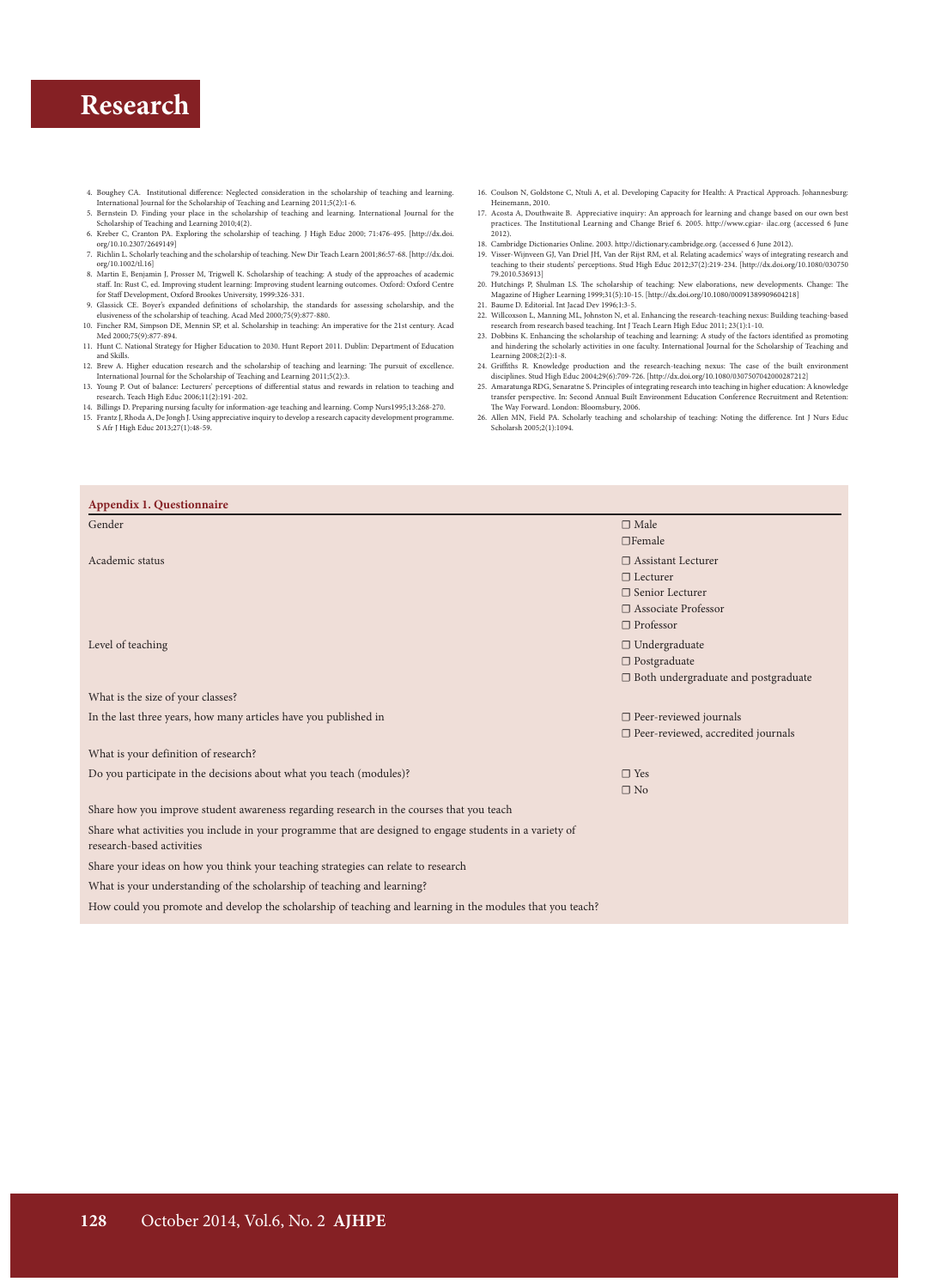4. Boughey CA. Institutional difference: Neglected consideration in the scholarship of teaching and learning. International Journal for the Scholarship of Teaching and Learning 2011;5(2):1-6.
5. Bernstein D. Finding your place in the scholarship of teaching and learning. International Journal for the Scholarship of Teaching and Learning 2010;4(2).
6. Kreber C, Cranton PA. Exploring the scholarship of teaching. J High Educ 2000; 71:476-495. [http://dx.doi.org/10.10.2307/2649149]
7. Richlin L. Scholarly teaching and the scholarship of teaching. New Dir Teach Learn 2001;86:57-68. [http://dx.doi.org/10.1002/tl.16]
8. Martin E, Benjamin J, Prosser M, Trigwell K. Scholarship of teaching: A study of the approaches of academic staff. In: Rust C, ed. Improving student learning: Improving student learning outcomes. Oxford: Oxford Centre for Staff Development, Oxford Brookes University, 1999:326-331.
9. Glassick CE. Boyer's expanded definitions of scholarship, the standards for assessing scholarship, and the elusiveness of the scholarship of teaching. Acad Med 2000;75(9):877-880.
10. Fincher RM, Simpson DE, Mennin SP, et al. Scholarship in teaching: An imperative for the 21st century. Acad Med 2000;75(9):877-894.
11. Hunt C. National Strategy for Higher Education to 2030. Hunt Report 2011. Dublin: Department of Education and Skills.
12. Brew A. Higher education research and the scholarship of teaching and learning: The pursuit of excellence. International Journal for the Scholarship of Teaching and Learning 2011;5(2):3.
13. Young P. Out of balance: Lecturers' perceptions of differential status and rewards in relation to teaching and research. Teach High Educ 2006;11(2):191-202.
14. Billings D. Preparing nursing faculty for information-age teaching and learning. Comp Nurs1995;13:268-270.
15. Frantz J, Rhoda A, De Jongh J. Using appreciative inquiry to develop a research capacity development programme. S Afr J High Educ 2013;27(1):48-59.
16. Coulson N, Goldstone C, Ntuli A, et al. Developing Capacity for Health: A Practical Approach. Johannesburg: Heinemann, 2010.
17. Acosta A, Douthwaite B. Appreciative inquiry: An approach for learning and change based on our own best practices. The Institutional Learning and Change Brief 6. 2005. http://www.cgiar- ilac.org (accessed 6 June 2012).
18. Cambridge Dictionaries Online. 2003. http://dictionary.cambridge.org. (accessed 6 June 2012).
19. Visser-Wijnveen GJ, Van Driel JH, Van der Rijst RM, et al. Relating academics' ways of integrating research and teaching to their students' perceptions. Stud High Educ 2012;37(2):219-234. [http://dx.doi.org/10.1080/03075079.2010.536913]
20. Hutchings P, Shulman LS. The scholarship of teaching: New elaborations, new developments. Change: The Magazine of Higher Learning 1999;31(5):10-15. [http://dx.doi.org/10.1080/00091389909604218]
21. Baume D. Editorial. Int Jacad Dev 1996;1:3-5.
22. Willcoxson L, Manning ML, Johnston N, et al. Enhancing the research-teaching nexus: Building teaching-based research from research based teaching. Int J Teach Learn High Educ 2011; 23(1):1-10.
23. Dobbins K. Enhancing the scholarship of teaching and learning: A study of the factors identified as promoting and hindering the scholarly activities in one faculty. International Journal for the Scholarship of Teaching and Learning 2008;2(2):1-8.
24. Griffiths R. Knowledge production and the research-teaching nexus: The case of the built environment disciplines. Stud High Educ 2004;29(6):709-726. [http://dx.doi.org/10.1080/0307507042000287212]
25. Amaratunga RDG, Senaratne S. Principles of integrating research into teaching in higher education: A knowledge transfer perspective. In: Second Annual Built Environment Education Conference Recruitment and Retention: The Way Forward. London: Bloomsbury, 2006.
26. Allen MN, Field PA. Scholarly teaching and scholarship of teaching: Noting the difference. Int J Nurs Educ Scholarsh 2005;2(1):1094.

## Appendix 1. Questionnaire

| | |
|---|---|
| Gender | ☐ Male<br>☐Female |
| Academic status | ☐ Assistant Lecturer<br>☐ Lecturer<br>☐ Senior Lecturer<br>☐ Associate Professor<br>☐ Professor |
| Level of teaching | ☐ Undergraduate<br>☐ Postgraduate<br>☐ Both undergraduate and postgraduate |
| What is the size of your classes? | |
| In the last three years, how many articles have you published in | ☐ Peer-reviewed journals<br>☐ Peer-reviewed, accredited journals |
| What is your definition of research? | |
| Do you participate in the decisions about what you teach (modules)? | ☐ Yes<br>☐ No |
| Share how you improve student awareness regarding research in the courses that you teach | |
| Share what activities you include in your programme that are designed to engage students in a variety of research-based activities | |
| Share your ideas on how you think your teaching strategies can relate to research | |
| What is your understanding of the scholarship of teaching and learning? | |
| How could you promote and develop the scholarship of teaching and learning in the modules that you teach? | |